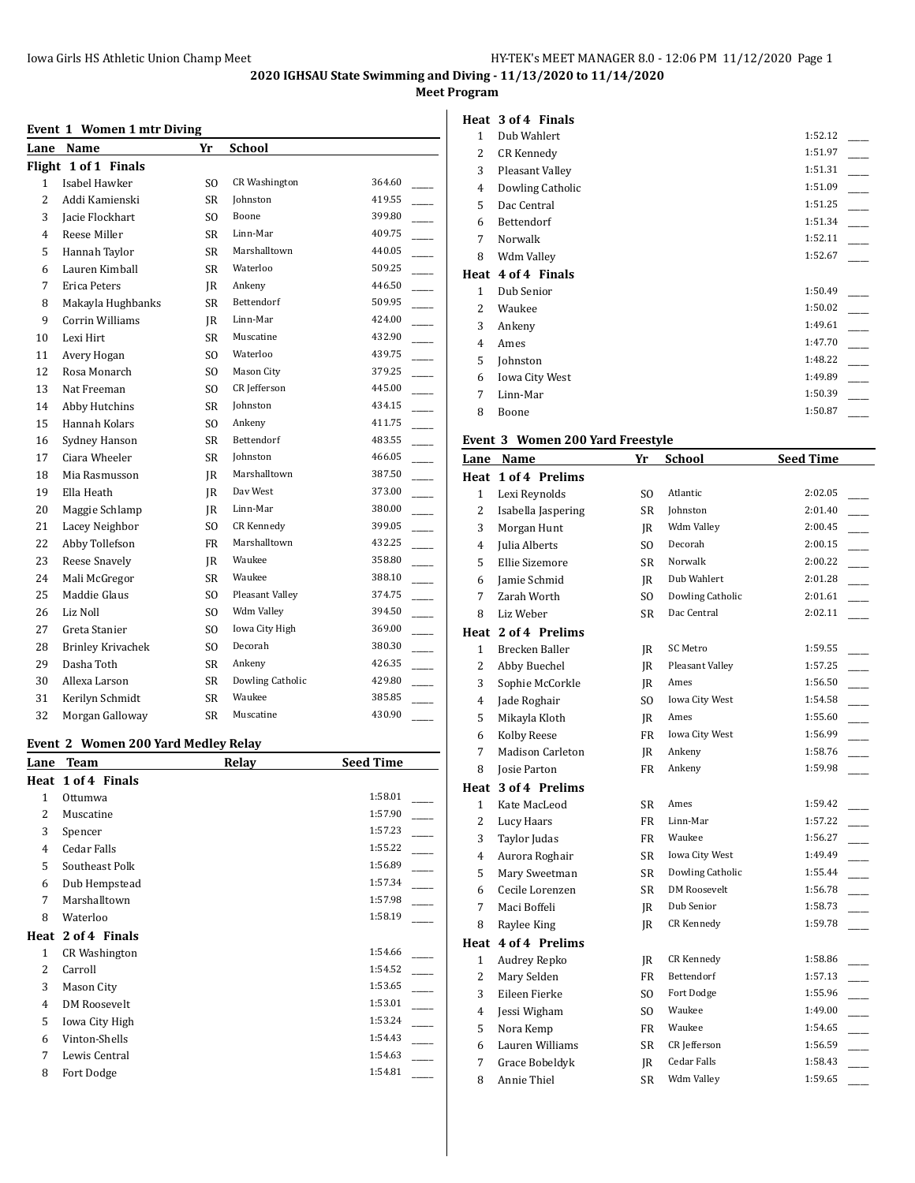## 2020 IGHSAU State Swimming and Diving - 11/13/2020 to 11/14/2020

### Meet Program

### Event 1 Women 1 mtr Diving

| Lane | Name | Yr | School | | |
|---|---|---|---|---|---|
| **Flight 1 of 1 Finals** | | | | | |
| 1 | Isabel Hawker | SO | CR Washington | 364.60 | ____ |
| 2 | Addi Kamienski | SR | Johnston | 419.55 | ____ |
| 3 | Jacie Flockhart | SO | Boone | 399.80 | ____ |
| 4 | Reese Miller | SR | Linn-Mar | 409.75 | ____ |
| 5 | Hannah Taylor | SR | Marshalltown | 440.05 | ____ |
| 6 | Lauren Kimball | SR | Waterloo | 509.25 | ____ |
| 7 | Erica Peters | JR | Ankeny | 446.50 | ____ |
| 8 | Makayla Hughbanks | SR | Bettendorf | 509.95 | ____ |
| 9 | Corrin Williams | JR | Linn-Mar | 424.00 | ____ |
| 10 | Lexi Hirt | SR | Muscatine | 432.90 | ____ |
| 11 | Avery Hogan | SO | Waterloo | 439.75 | ____ |
| 12 | Rosa Monarch | SO | Mason City | 379.25 | ____ |
| 13 | Nat Freeman | SO | CR Jefferson | 445.00 | ____ |
| 14 | Abby Hutchins | SR | Johnston | 434.15 | ____ |
| 15 | Hannah Kolars | SO | Ankeny | 411.75 | ____ |
| 16 | Sydney Hanson | SR | Bettendorf | 483.55 | ____ |
| 17 | Ciara Wheeler | SR | Johnston | 466.05 | ____ |
| 18 | Mia Rasmusson | JR | Marshalltown | 387.50 | ____ |
| 19 | Ella Heath | JR | Dav West | 373.00 | ____ |
| 20 | Maggie Schlamp | JR | Linn-Mar | 380.00 | ____ |
| 21 | Lacey Neighbor | SO | CR Kennedy | 399.05 | ____ |
| 22 | Abby Tollefson | FR | Marshalltown | 432.25 | ____ |
| 23 | Reese Snavely | JR | Waukee | 358.80 | ____ |
| 24 | Mali McGregor | SR | Waukee | 388.10 | ____ |
| 25 | Maddie Glaus | SO | Pleasant Valley | 374.75 | ____ |
| 26 | Liz Noll | SO | Wdm Valley | 394.50 | ____ |
| 27 | Greta Stanier | SO | Iowa City High | 369.00 | ____ |
| 28 | Brinley Krivachek | SO | Decorah | 380.30 | ____ |
| 29 | Dasha Toth | SR | Ankeny | 426.35 | ____ |
| 30 | Allexa Larson | SR | Dowling Catholic | 429.80 | ____ |
| 31 | Kerilyn Schmidt | SR | Waukee | 385.85 | ____ |
| 32 | Morgan Galloway | SR | Muscatine | 430.90 | ____ |

### Event 2 Women 200 Yard Medley Relay

| Lane | Team | Relay | Seed Time | |
|---|---|---|---|---|
| **Heat 1 of 4 Finals** | | | | |
| 1 | Ottumwa | | 1:58.01 | ____ |
| 2 | Muscatine | | 1:57.90 | ____ |
| 3 | Spencer | | 1:57.23 | ____ |
| 4 | Cedar Falls | | 1:55.22 | ____ |
| 5 | Southeast Polk | | 1:56.89 | ____ |
| 6 | Dub Hempstead | | 1:57.34 | ____ |
| 7 | Marshalltown | | 1:57.98 | ____ |
| 8 | Waterloo | | 1:58.19 | ____ |
| **Heat 2 of 4 Finals** | | | | |
| 1 | CR Washington | | 1:54.66 | ____ |
| 2 | Carroll | | 1:54.52 | ____ |
| 3 | Mason City | | 1:53.65 | ____ |
| 4 | DM Roosevelt | | 1:53.01 | ____ |
| 5 | Iowa City High | | 1:53.24 | ____ |
| 6 | Vinton-Shells | | 1:54.43 | ____ |
| 7 | Lewis Central | | 1:54.63 | ____ |
| 8 | Fort Dodge | | 1:54.81 | ____ |
| **Heat 3 of 4 Finals** | | | | |
| 1 | Dub Wahlert | | 1:52.12 | ____ |
| 2 | CR Kennedy | | 1:51.97 | ____ |
| 3 | Pleasant Valley | | 1:51.31 | ____ |
| 4 | Dowling Catholic | | 1:51.09 | ____ |
| 5 | Dac Central | | 1:51.25 | ____ |
| 6 | Bettendorf | | 1:51.34 | ____ |
| 7 | Norwalk | | 1:52.11 | ____ |
| 8 | Wdm Valley | | 1:52.67 | ____ |
| **Heat 4 of 4 Finals** | | | | |
| 1 | Dub Senior | | 1:50.49 | ____ |
| 2 | Waukee | | 1:50.02 | ____ |
| 3 | Ankeny | | 1:49.61 | ____ |
| 4 | Ames | | 1:47.70 | ____ |
| 5 | Johnston | | 1:48.22 | ____ |
| 6 | Iowa City West | | 1:49.89 | ____ |
| 7 | Linn-Mar | | 1:50.39 | ____ |
| 8 | Boone | | 1:50.87 | ____ |

### Event 3 Women 200 Yard Freestyle

| Lane | Name | Yr | School | Seed Time | |
|---|---|---|---|---|---|
| **Heat 1 of 4 Prelims** | | | | | |
| 1 | Lexi Reynolds | SO | Atlantic | 2:02.05 | ____ |
| 2 | Isabella Jaspering | SR | Johnston | 2:01.40 | ____ |
| 3 | Morgan Hunt | JR | Wdm Valley | 2:00.45 | ____ |
| 4 | Julia Alberts | SO | Decorah | 2:00.15 | ____ |
| 5 | Ellie Sizemore | SR | Norwalk | 2:00.22 | ____ |
| 6 | Jamie Schmid | JR | Dub Wahlert | 2:01.28 | ____ |
| 7 | Zarah Worth | SO | Dowling Catholic | 2:01.61 | ____ |
| 8 | Liz Weber | SR | Dac Central | 2:02.11 | ____ |
| **Heat 2 of 4 Prelims** | | | | | |
| 1 | Brecken Baller | JR | SC Metro | 1:59.55 | ____ |
| 2 | Abby Buechel | JR | Pleasant Valley | 1:57.25 | ____ |
| 3 | Sophie McCorkle | JR | Ames | 1:56.50 | ____ |
| 4 | Jade Roghair | SO | Iowa City West | 1:54.58 | ____ |
| 5 | Mikayla Kloth | JR | Ames | 1:55.60 | ____ |
| 6 | Kolby Reese | FR | Iowa City West | 1:56.99 | ____ |
| 7 | Madison Carleton | JR | Ankeny | 1:58.76 | ____ |
| 8 | Josie Parton | FR | Ankeny | 1:59.98 | ____ |
| **Heat 3 of 4 Prelims** | | | | | |
| 1 | Kate MacLeod | SR | Ames | 1:59.42 | ____ |
| 2 | Lucy Haars | FR | Linn-Mar | 1:57.22 | ____ |
| 3 | Taylor Judas | FR | Waukee | 1:56.27 | ____ |
| 4 | Aurora Roghair | SR | Iowa City West | 1:49.49 | ____ |
| 5 | Mary Sweetman | SR | Dowling Catholic | 1:55.44 | ____ |
| 6 | Cecile Lorenzen | SR | DM Roosevelt | 1:56.78 | ____ |
| 7 | Maci Boffeli | JR | Dub Senior | 1:58.73 | ____ |
| 8 | Raylee King | JR | CR Kennedy | 1:59.78 | ____ |
| **Heat 4 of 4 Prelims** | | | | | |
| 1 | Audrey Repko | JR | CR Kennedy | 1:58.86 | ____ |
| 2 | Mary Selden | FR | Bettendorf | 1:57.13 | ____ |
| 3 | Eileen Fierke | SO | Fort Dodge | 1:55.96 | ____ |
| 4 | Jessi Wigham | SO | Waukee | 1:49.00 | ____ |
| 5 | Nora Kemp | FR | Waukee | 1:54.65 | ____ |
| 6 | Lauren Williams | SR | CR Jefferson | 1:56.59 | ____ |
| 7 | Grace Bobeldyk | JR | Cedar Falls | 1:58.43 | ____ |
| 8 | Annie Thiel | SR | Wdm Valley | 1:59.65 | ____ |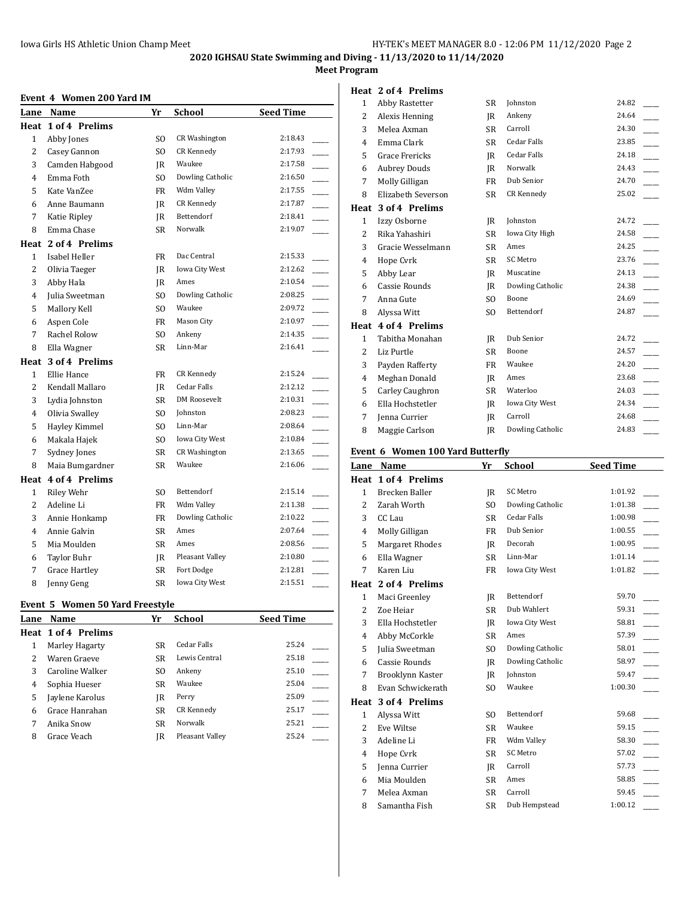**2020 IGHSAU State Swimming and Diving - 11/13/2020 to 11/14/2020**

**Meet Program**

### Event 4 Women 200 Yard IM

| Lane | Name | Yr | School | Seed Time | |
|---|---|---|---|---|---|
| **Heat 1 of 4 Prelims** | | | | | |
| 1 | Abby Jones | SO | CR Washington | 2:18.43 | _____ |
| 2 | Casey Gannon | SO | CR Kennedy | 2:17.93 | _____ |
| 3 | Camden Habgood | JR | Waukee | 2:17.58 | _____ |
| 4 | Emma Foth | SO | Dowling Catholic | 2:16.50 | _____ |
| 5 | Kate VanZee | FR | Wdm Valley | 2:17.55 | _____ |
| 6 | Anne Baumann | JR | CR Kennedy | 2:17.87 | _____ |
| 7 | Katie Ripley | JR | Bettendorf | 2:18.41 | _____ |
| 8 | Emma Chase | SR | Norwalk | 2:19.07 | _____ |
| **Heat 2 of 4 Prelims** | | | | | |
| 1 | Isabel Heller | FR | Dac Central | 2:15.33 | _____ |
| 2 | Olivia Taeger | JR | Iowa City West | 2:12.62 | _____ |
| 3 | Abby Hala | JR | Ames | 2:10.54 | _____ |
| 4 | Julia Sweetman | SO | Dowling Catholic | 2:08.25 | _____ |
| 5 | Mallory Kell | SO | Waukee | 2:09.72 | _____ |
| 6 | Aspen Cole | FR | Mason City | 2:10.97 | _____ |
| 7 | Rachel Rolow | SO | Ankeny | 2:14.35 | _____ |
| 8 | Ella Wagner | SR | Linn-Mar | 2:16.41 | _____ |
| **Heat 3 of 4 Prelims** | | | | | |
| 1 | Ellie Hance | FR | CR Kennedy | 2:15.24 | _____ |
| 2 | Kendall Mallaro | JR | Cedar Falls | 2:12.12 | _____ |
| 3 | Lydia Johnston | SR | DM Roosevelt | 2:10.31 | _____ |
| 4 | Olivia Swalley | SO | Johnston | 2:08.23 | _____ |
| 5 | Hayley Kimmel | SO | Linn-Mar | 2:08.64 | _____ |
| 6 | Makala Hajek | SO | Iowa City West | 2:10.84 | _____ |
| 7 | Sydney Jones | SR | CR Washington | 2:13.65 | _____ |
| 8 | Maia Bumgardner | SR | Waukee | 2:16.06 | _____ |
| **Heat 4 of 4 Prelims** | | | | | |
| 1 | Riley Wehr | SO | Bettendorf | 2:15.14 | _____ |
| 2 | Adeline Li | FR | Wdm Valley | 2:11.38 | _____ |
| 3 | Annie Honkamp | FR | Dowling Catholic | 2:10.22 | _____ |
| 4 | Annie Galvin | SR | Ames | 2:07.64 | _____ |
| 5 | Mia Moulden | SR | Ames | 2:08.56 | _____ |
| 6 | Taylor Buhr | JR | Pleasant Valley | 2:10.80 | _____ |
| 7 | Grace Hartley | SR | Fort Dodge | 2:12.81 | _____ |
| 8 | Jenny Geng | SR | Iowa City West | 2:15.51 | _____ |

### Event 5 Women 50 Yard Freestyle

| Lane | Name | Yr | School | Seed Time | |
|---|---|---|---|---|---|
| **Heat 1 of 4 Prelims** | | | | | |
| 1 | Marley Hagarty | SR | Cedar Falls | 25.24 | _____ |
| 2 | Waren Graeve | SR | Lewis Central | 25.18 | _____ |
| 3 | Caroline Walker | SO | Ankeny | 25.10 | _____ |
| 4 | Sophia Hueser | SR | Waukee | 25.04 | _____ |
| 5 | Jaylene Karolus | JR | Perry | 25.09 | _____ |
| 6 | Grace Hanrahan | SR | CR Kennedy | 25.17 | _____ |
| 7 | Anika Snow | SR | Norwalk | 25.21 | _____ |
| 8 | Grace Veach | JR | Pleasant Valley | 25.24 | _____ |
| **Heat 2 of 4 Prelims** | | | | | |
| 1 | Abby Rastetter | SR | Johnston | 24.82 | _____ |
| 2 | Alexis Henning | JR | Ankeny | 24.64 | _____ |
| 3 | Melea Axman | SR | Carroll | 24.30 | _____ |
| 4 | Emma Clark | SR | Cedar Falls | 23.85 | _____ |
| 5 | Grace Frericks | JR | Cedar Falls | 24.18 | _____ |
| 6 | Aubrey Douds | JR | Norwalk | 24.43 | _____ |
| 7 | Molly Gilligan | FR | Dub Senior | 24.70 | _____ |
| 8 | Elizabeth Severson | SR | CR Kennedy | 25.02 | _____ |
| **Heat 3 of 4 Prelims** | | | | | |
| 1 | Izzy Osborne | JR | Johnston | 24.72 | _____ |
| 2 | Rika Yahashiri | SR | Iowa City High | 24.58 | _____ |
| 3 | Gracie Wesselmann | SR | Ames | 24.25 | _____ |
| 4 | Hope Cvrk | SR | SC Metro | 23.76 | _____ |
| 5 | Abby Lear | JR | Muscatine | 24.13 | _____ |
| 6 | Cassie Rounds | JR | Dowling Catholic | 24.38 | _____ |
| 7 | Anna Gute | SO | Boone | 24.69 | _____ |
| 8 | Alyssa Witt | SO | Bettendorf | 24.87 | _____ |
| **Heat 4 of 4 Prelims** | | | | | |
| 1 | Tabitha Monahan | JR | Dub Senior | 24.72 | _____ |
| 2 | Liz Purtle | SR | Boone | 24.57 | _____ |
| 3 | Payden Rafferty | FR | Waukee | 24.20 | _____ |
| 4 | Meghan Donald | JR | Ames | 23.68 | _____ |
| 5 | Carley Caughron | SR | Waterloo | 24.03 | _____ |
| 6 | Ella Hochstetler | JR | Iowa City West | 24.34 | _____ |
| 7 | Jenna Currier | JR | Carroll | 24.68 | _____ |
| 8 | Maggie Carlson | JR | Dowling Catholic | 24.83 | _____ |

### Event 6 Women 100 Yard Butterfly

| Lane | Name | Yr | School | Seed Time | |
|---|---|---|---|---|---|
| **Heat 1 of 4 Prelims** | | | | | |
| 1 | Brecken Baller | JR | SC Metro | 1:01.92 | _____ |
| 2 | Zarah Worth | SO | Dowling Catholic | 1:01.38 | _____ |
| 3 | CC Lau | SR | Cedar Falls | 1:00.98 | _____ |
| 4 | Molly Gilligan | FR | Dub Senior | 1:00.55 | _____ |
| 5 | Margaret Rhodes | JR | Decorah | 1:00.95 | _____ |
| 6 | Ella Wagner | SR | Linn-Mar | 1:01.14 | _____ |
| 7 | Karen Liu | FR | Iowa City West | 1:01.82 | _____ |
| **Heat 2 of 4 Prelims** | | | | | |
| 1 | Maci Greenley | JR | Bettendorf | 59.70 | _____ |
| 2 | Zoe Heiar | SR | Dub Wahlert | 59.31 | _____ |
| 3 | Ella Hochstetler | JR | Iowa City West | 58.81 | _____ |
| 4 | Abby McCorkle | SR | Ames | 57.39 | _____ |
| 5 | Julia Sweetman | SO | Dowling Catholic | 58.01 | _____ |
| 6 | Cassie Rounds | JR | Dowling Catholic | 58.97 | _____ |
| 7 | Brooklynn Kaster | JR | Johnston | 59.47 | _____ |
| 8 | Evan Schwickerath | SO | Waukee | 1:00.30 | _____ |
| **Heat 3 of 4 Prelims** | | | | | |
| 1 | Alyssa Witt | SO | Bettendorf | 59.68 | _____ |
| 2 | Eve Wiltse | SR | Waukee | 59.15 | _____ |
| 3 | Adeline Li | FR | Wdm Valley | 58.30 | _____ |
| 4 | Hope Cvrk | SR | SC Metro | 57.02 | _____ |
| 5 | Jenna Currier | JR | Carroll | 57.73 | _____ |
| 6 | Mia Moulden | SR | Ames | 58.85 | _____ |
| 7 | Melea Axman | SR | Carroll | 59.45 | _____ |
| 8 | Samantha Fish | SR | Dub Hempstead | 1:00.12 | _____ |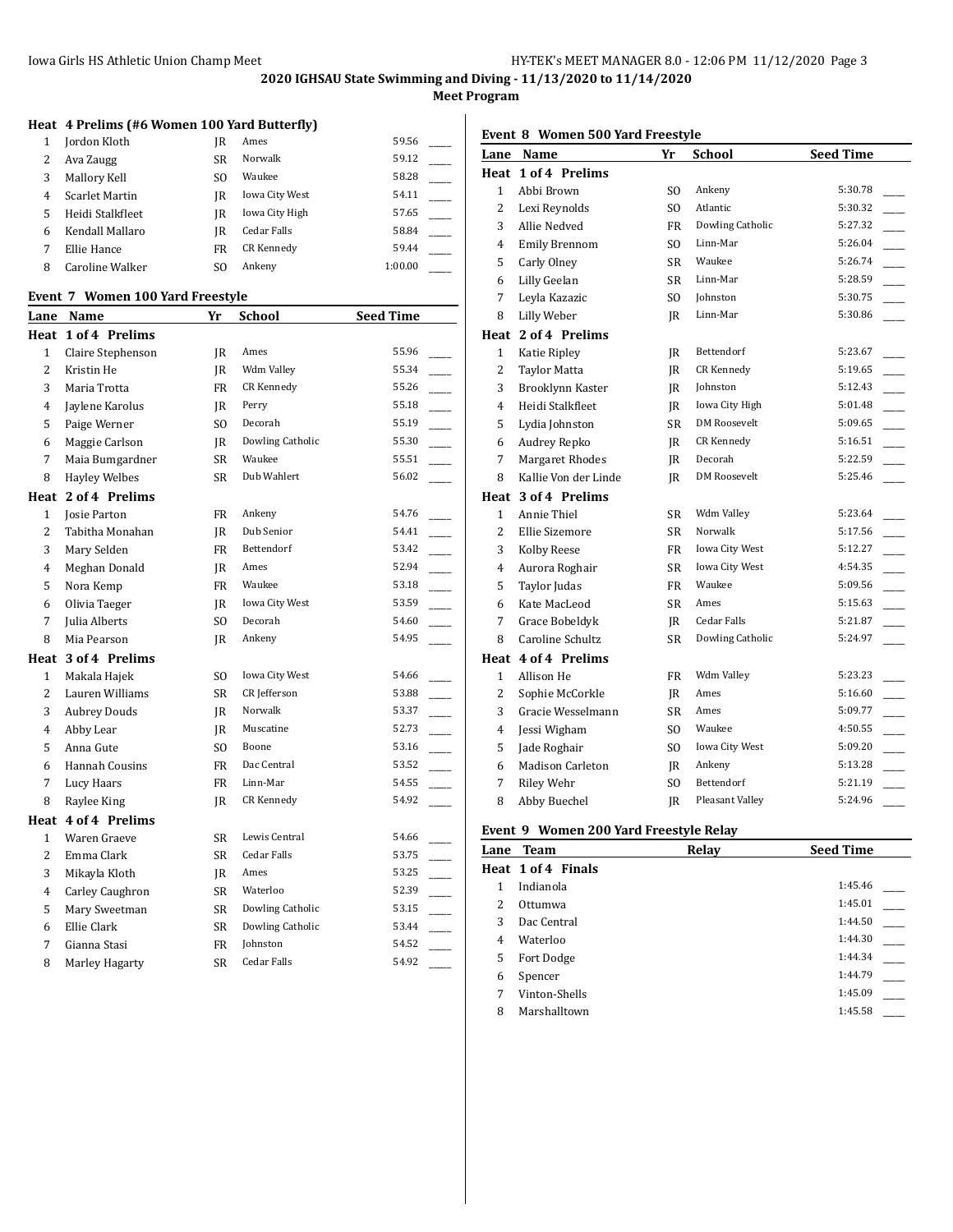## 2020 IGHSAU State Swimming and Diving - 11/13/2020 to 11/14/2020

### Meet Program

**Heat 4 Prelims (#6 Women 100 Yard Butterfly)**

| Lane | Name | Yr | School | Seed Time | |
|---|---|---|---|---|---|
| 1 | Jordon Kloth | JR | Ames | 59.56 | ____ |
| 2 | Ava Zaugg | SR | Norwalk | 59.12 | ____ |
| 3 | Mallory Kell | SO | Waukee | 58.28 | ____ |
| 4 | Scarlet Martin | JR | Iowa City West | 54.11 | ____ |
| 5 | Heidi Stalkfleet | JR | Iowa City High | 57.65 | ____ |
| 6 | Kendall Mallaro | JR | Cedar Falls | 58.84 | ____ |
| 7 | Ellie Hance | FR | CR Kennedy | 59.44 | ____ |
| 8 | Caroline Walker | SO | Ankeny | 1:00.00 | ____ |

### Event 7 Women 100 Yard Freestyle

| Lane | Name | Yr | School | Seed Time | |
|---|---|---|---|---|---|
| **Heat 1 of 4 Prelims** | | | | | |
| 1 | Claire Stephenson | JR | Ames | 55.96 | ____ |
| 2 | Kristin He | JR | Wdm Valley | 55.34 | ____ |
| 3 | Maria Trotta | FR | CR Kennedy | 55.26 | ____ |
| 4 | Jaylene Karolus | JR | Perry | 55.18 | ____ |
| 5 | Paige Werner | SO | Decorah | 55.19 | ____ |
| 6 | Maggie Carlson | JR | Dowling Catholic | 55.30 | ____ |
| 7 | Maia Bumgardner | SR | Waukee | 55.51 | ____ |
| 8 | Hayley Welbes | SR | Dub Wahlert | 56.02 | ____ |
| **Heat 2 of 4 Prelims** | | | | | |
| 1 | Josie Parton | FR | Ankeny | 54.76 | ____ |
| 2 | Tabitha Monahan | JR | Dub Senior | 54.41 | ____ |
| 3 | Mary Selden | FR | Bettendorf | 53.42 | ____ |
| 4 | Meghan Donald | JR | Ames | 52.94 | ____ |
| 5 | Nora Kemp | FR | Waukee | 53.18 | ____ |
| 6 | Olivia Taeger | JR | Iowa City West | 53.59 | ____ |
| 7 | Julia Alberts | SO | Decorah | 54.60 | ____ |
| 8 | Mia Pearson | JR | Ankeny | 54.95 | ____ |
| **Heat 3 of 4 Prelims** | | | | | |
| 1 | Makala Hajek | SO | Iowa City West | 54.66 | ____ |
| 2 | Lauren Williams | SR | CR Jefferson | 53.88 | ____ |
| 3 | Aubrey Douds | JR | Norwalk | 53.37 | ____ |
| 4 | Abby Lear | JR | Muscatine | 52.73 | ____ |
| 5 | Anna Gute | SO | Boone | 53.16 | ____ |
| 6 | Hannah Cousins | FR | Dac Central | 53.52 | ____ |
| 7 | Lucy Haars | FR | Linn-Mar | 54.55 | ____ |
| 8 | Raylee King | JR | CR Kennedy | 54.92 | ____ |
| **Heat 4 of 4 Prelims** | | | | | |
| 1 | Waren Graeve | SR | Lewis Central | 54.66 | ____ |
| 2 | Emma Clark | SR | Cedar Falls | 53.75 | ____ |
| 3 | Mikayla Kloth | JR | Ames | 53.25 | ____ |
| 4 | Carley Caughron | SR | Waterloo | 52.39 | ____ |
| 5 | Mary Sweetman | SR | Dowling Catholic | 53.15 | ____ |
| 6 | Ellie Clark | SR | Dowling Catholic | 53.44 | ____ |
| 7 | Gianna Stasi | FR | Johnston | 54.52 | ____ |
| 8 | Marley Hagarty | SR | Cedar Falls | 54.92 | ____ |

### Event 8 Women 500 Yard Freestyle

| Lane | Name | Yr | School | Seed Time | |
|---|---|---|---|---|---|
| **Heat 1 of 4 Prelims** | | | | | |
| 1 | Abbi Brown | SO | Ankeny | 5:30.78 | ____ |
| 2 | Lexi Reynolds | SO | Atlantic | 5:30.32 | ____ |
| 3 | Allie Nedved | FR | Dowling Catholic | 5:27.32 | ____ |
| 4 | Emily Brennom | SO | Linn-Mar | 5:26.04 | ____ |
| 5 | Carly Olney | SR | Waukee | 5:26.74 | ____ |
| 6 | Lilly Geelan | SR | Linn-Mar | 5:28.59 | ____ |
| 7 | Leyla Kazazic | SO | Johnston | 5:30.75 | ____ |
| 8 | Lilly Weber | JR | Linn-Mar | 5:30.86 | ____ |
| **Heat 2 of 4 Prelims** | | | | | |
| 1 | Katie Ripley | JR | Bettendorf | 5:23.67 | ____ |
| 2 | Taylor Matta | JR | CR Kennedy | 5:19.65 | ____ |
| 3 | Brooklynn Kaster | JR | Johnston | 5:12.43 | ____ |
| 4 | Heidi Stalkfleet | JR | Iowa City High | 5:01.48 | ____ |
| 5 | Lydia Johnston | SR | DM Roosevelt | 5:09.65 | ____ |
| 6 | Audrey Repko | JR | CR Kennedy | 5:16.51 | ____ |
| 7 | Margaret Rhodes | JR | Decorah | 5:22.59 | ____ |
| 8 | Kallie Von der Linde | JR | DM Roosevelt | 5:25.46 | ____ |
| **Heat 3 of 4 Prelims** | | | | | |
| 1 | Annie Thiel | SR | Wdm Valley | 5:23.64 | ____ |
| 2 | Ellie Sizemore | SR | Norwalk | 5:17.56 | ____ |
| 3 | Kolby Reese | FR | Iowa City West | 5:12.27 | ____ |
| 4 | Aurora Roghair | SR | Iowa City West | 4:54.35 | ____ |
| 5 | Taylor Judas | FR | Waukee | 5:09.56 | ____ |
| 6 | Kate MacLeod | SR | Ames | 5:15.63 | ____ |
| 7 | Grace Bobeldyk | JR | Cedar Falls | 5:21.87 | ____ |
| 8 | Caroline Schultz | SR | Dowling Catholic | 5:24.97 | ____ |
| **Heat 4 of 4 Prelims** | | | | | |
| 1 | Allison He | FR | Wdm Valley | 5:23.23 | ____ |
| 2 | Sophie McCorkle | JR | Ames | 5:16.60 | ____ |
| 3 | Gracie Wesselmann | SR | Ames | 5:09.77 | ____ |
| 4 | Jessi Wigham | SO | Waukee | 4:50.55 | ____ |
| 5 | Jade Roghair | SO | Iowa City West | 5:09.20 | ____ |
| 6 | Madison Carleton | JR | Ankeny | 5:13.28 | ____ |
| 7 | Riley Wehr | SO | Bettendorf | 5:21.19 | ____ |
| 8 | Abby Buechel | JR | Pleasant Valley | 5:24.96 | ____ |

### Event 9 Women 200 Yard Freestyle Relay

| Lane | Team | Relay | Seed Time | |
|---|---|---|---|---|
| **Heat 1 of 4 Finals** | | | | |
| 1 | Indianola | | 1:45.46 | ____ |
| 2 | Ottumwa | | 1:45.01 | ____ |
| 3 | Dac Central | | 1:44.50 | ____ |
| 4 | Waterloo | | 1:44.30 | ____ |
| 5 | Fort Dodge | | 1:44.34 | ____ |
| 6 | Spencer | | 1:44.79 | ____ |
| 7 | Vinton-Shells | | 1:45.09 | ____ |
| 8 | Marshalltown | | 1:45.58 | ____ |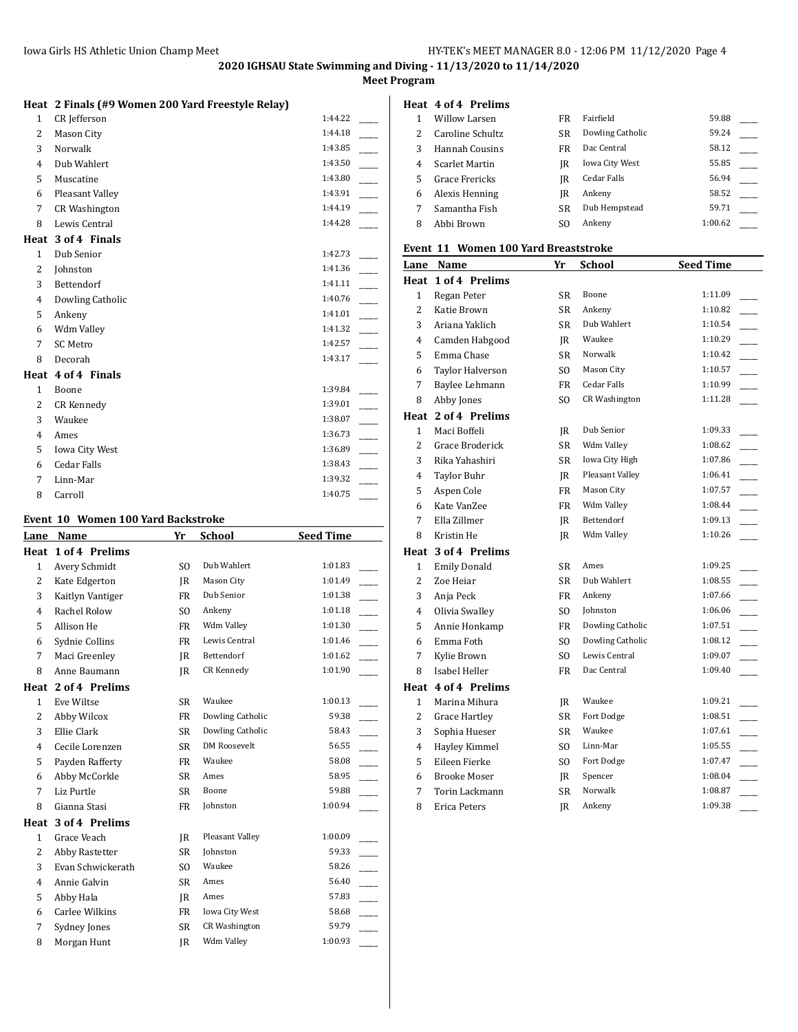## 2020 IGHSAU State Swimming and Diving - 11/13/2020 to 11/14/2020

### Meet Program

**Heat 2 Finals (#9 Women 200 Yard Freestyle Relay)**

| Lane | Team | Seed Time | |
|---|---|---|---|
| 1 | CR Jefferson | 1:44.22 | ____ |
| 2 | Mason City | 1:44.18 | ____ |
| 3 | Norwalk | 1:43.85 | ____ |
| 4 | Dub Wahlert | 1:43.50 | ____ |
| 5 | Muscatine | 1:43.80 | ____ |
| 6 | Pleasant Valley | 1:43.91 | ____ |
| 7 | CR Washington | 1:44.19 | ____ |
| 8 | Lewis Central | 1:44.28 | ____ |

**Heat 3 of 4 Finals**

| Lane | Team | Seed Time | |
|---|---|---|---|
| 1 | Dub Senior | 1:42.73 | ____ |
| 2 | Johnston | 1:41.36 | ____ |
| 3 | Bettendorf | 1:41.11 | ____ |
| 4 | Dowling Catholic | 1:40.76 | ____ |
| 5 | Ankeny | 1:41.01 | ____ |
| 6 | Wdm Valley | 1:41.32 | ____ |
| 7 | SC Metro | 1:42.57 | ____ |
| 8 | Decorah | 1:43.17 | ____ |

**Heat 4 of 4 Finals**

| Lane | Team | Seed Time | |
|---|---|---|---|
| 1 | Boone | 1:39.84 | ____ |
| 2 | CR Kennedy | 1:39.01 | ____ |
| 3 | Waukee | 1:38.07 | ____ |
| 4 | Ames | 1:36.73 | ____ |
| 5 | Iowa City West | 1:36.89 | ____ |
| 6 | Cedar Falls | 1:38.43 | ____ |
| 7 | Linn-Mar | 1:39.32 | ____ |
| 8 | Carroll | 1:40.75 | ____ |

### Event 10 Women 100 Yard Backstroke

**Heat 1 of 4 Prelims**

| Lane | Name | Yr | School | Seed Time | |
|---|---|---|---|---|---|
| 1 | Avery Schmidt | SO | Dub Wahlert | 1:01.83 | ____ |
| 2 | Kate Edgerton | JR | Mason City | 1:01.49 | ____ |
| 3 | Kaitlyn Vantiger | FR | Dub Senior | 1:01.38 | ____ |
| 4 | Rachel Rolow | SO | Ankeny | 1:01.18 | ____ |
| 5 | Allison He | FR | Wdm Valley | 1:01.30 | ____ |
| 6 | Sydnie Collins | FR | Lewis Central | 1:01.46 | ____ |
| 7 | Maci Greenley | JR | Bettendorf | 1:01.62 | ____ |
| 8 | Anne Baumann | JR | CR Kennedy | 1:01.90 | ____ |

**Heat 2 of 4 Prelims**

| Lane | Name | Yr | School | Seed Time | |
|---|---|---|---|---|---|
| 1 | Eve Wiltse | SR | Waukee | 1:00.13 | ____ |
| 2 | Abby Wilcox | FR | Dowling Catholic | 59.38 | ____ |
| 3 | Ellie Clark | SR | Dowling Catholic | 58.43 | ____ |
| 4 | Cecile Lorenzen | SR | DM Roosevelt | 56.55 | ____ |
| 5 | Payden Rafferty | FR | Waukee | 58.08 | ____ |
| 6 | Abby McCorkle | SR | Ames | 58.95 | ____ |
| 7 | Liz Purtle | SR | Boone | 59.88 | ____ |
| 8 | Gianna Stasi | FR | Johnston | 1:00.94 | ____ |

**Heat 3 of 4 Prelims**

| Lane | Name | Yr | School | Seed Time | |
|---|---|---|---|---|---|
| 1 | Grace Veach | JR | Pleasant Valley | 1:00.09 | ____ |
| 2 | Abby Rastetter | SR | Johnston | 59.33 | ____ |
| 3 | Evan Schwickerath | SO | Waukee | 58.26 | ____ |
| 4 | Annie Galvin | SR | Ames | 56.40 | ____ |
| 5 | Abby Hala | JR | Ames | 57.83 | ____ |
| 6 | Carlee Wilkins | FR | Iowa City West | 58.68 | ____ |
| 7 | Sydney Jones | SR | CR Washington | 59.79 | ____ |
| 8 | Morgan Hunt | JR | Wdm Valley | 1:00.93 | ____ |

**Heat 4 of 4 Prelims**

| Lane | Name | Yr | School | Seed Time | |
|---|---|---|---|---|---|
| 1 | Willow Larsen | FR | Fairfield | 59.88 | ____ |
| 2 | Caroline Schultz | SR | Dowling Catholic | 59.24 | ____ |
| 3 | Hannah Cousins | FR | Dac Central | 58.12 | ____ |
| 4 | Scarlet Martin | JR | Iowa City West | 55.85 | ____ |
| 5 | Grace Frericks | JR | Cedar Falls | 56.94 | ____ |
| 6 | Alexis Henning | JR | Ankeny | 58.52 | ____ |
| 7 | Samantha Fish | SR | Dub Hempstead | 59.71 | ____ |
| 8 | Abbi Brown | SO | Ankeny | 1:00.62 | ____ |

### Event 11 Women 100 Yard Breaststroke

**Heat 1 of 4 Prelims**

| Lane | Name | Yr | School | Seed Time | |
|---|---|---|---|---|---|
| 1 | Regan Peter | SR | Boone | 1:11.09 | ____ |
| 2 | Katie Brown | SR | Ankeny | 1:10.82 | ____ |
| 3 | Ariana Yaklich | SR | Dub Wahlert | 1:10.54 | ____ |
| 4 | Camden Habgood | JR | Waukee | 1:10.29 | ____ |
| 5 | Emma Chase | SR | Norwalk | 1:10.42 | ____ |
| 6 | Taylor Halverson | SO | Mason City | 1:10.57 | ____ |
| 7 | Baylee Lehmann | FR | Cedar Falls | 1:10.99 | ____ |
| 8 | Abby Jones | SO | CR Washington | 1:11.28 | ____ |

**Heat 2 of 4 Prelims**

| Lane | Name | Yr | School | Seed Time | |
|---|---|---|---|---|---|
| 1 | Maci Boffeli | JR | Dub Senior | 1:09.33 | ____ |
| 2 | Grace Broderick | SR | Wdm Valley | 1:08.62 | ____ |
| 3 | Rika Yahashiri | SR | Iowa City High | 1:07.86 | ____ |
| 4 | Taylor Buhr | JR | Pleasant Valley | 1:06.41 | ____ |
| 5 | Aspen Cole | FR | Mason City | 1:07.57 | ____ |
| 6 | Kate VanZee | FR | Wdm Valley | 1:08.44 | ____ |
| 7 | Ella Zillmer | JR | Bettendorf | 1:09.13 | ____ |
| 8 | Kristin He | JR | Wdm Valley | 1:10.26 | ____ |

**Heat 3 of 4 Prelims**

| Lane | Name | Yr | School | Seed Time | |
|---|---|---|---|---|---|
| 1 | Emily Donald | SR | Ames | 1:09.25 | ____ |
| 2 | Zoe Heiar | SR | Dub Wahlert | 1:08.55 | ____ |
| 3 | Anja Peck | FR | Ankeny | 1:07.66 | ____ |
| 4 | Olivia Swalley | SO | Johnston | 1:06.06 | ____ |
| 5 | Annie Honkamp | FR | Dowling Catholic | 1:07.51 | ____ |
| 6 | Emma Foth | SO | Dowling Catholic | 1:08.12 | ____ |
| 7 | Kylie Brown | SO | Lewis Central | 1:09.07 | ____ |
| 8 | Isabel Heller | FR | Dac Central | 1:09.40 | ____ |

**Heat 4 of 4 Prelims**

| Lane | Name | Yr | School | Seed Time | |
|---|---|---|---|---|---|
| 1 | Marina Mihura | JR | Waukee | 1:09.21 | ____ |
| 2 | Grace Hartley | SR | Fort Dodge | 1:08.51 | ____ |
| 3 | Sophia Hueser | SR | Waukee | 1:07.61 | ____ |
| 4 | Hayley Kimmel | SO | Linn-Mar | 1:05.55 | ____ |
| 5 | Eileen Fierke | SO | Fort Dodge | 1:07.47 | ____ |
| 6 | Brooke Moser | JR | Spencer | 1:08.04 | ____ |
| 7 | Torin Lackmann | SR | Norwalk | 1:08.87 | ____ |
| 8 | Erica Peters | JR | Ankeny | 1:09.38 | ____ |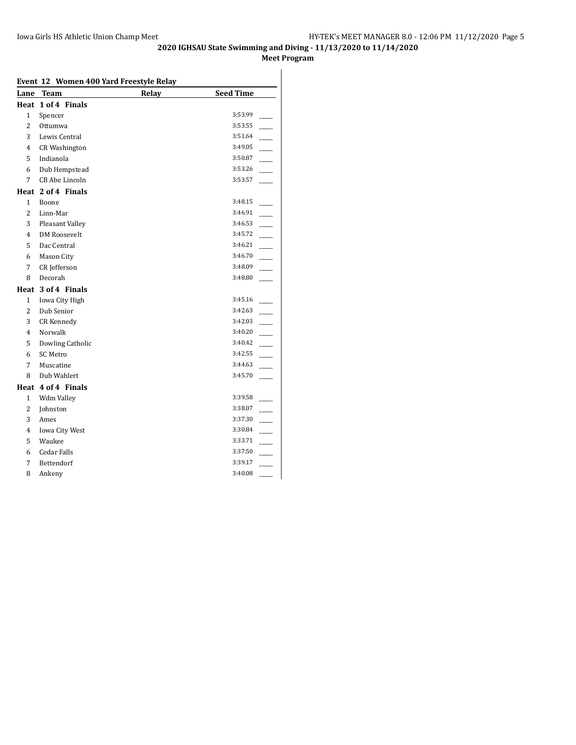2020 IGHSAU State Swimming and Diving - 11/13/2020 to 11/14/2020

Meet Program

### Event 12 Women 400 Yard Freestyle Relay

| Lane | Team | Relay | Seed Time | |
|---|---|---|---|---|
| **Heat 1 of 4 Finals** | | | | |
| 1 | Spencer | | 3:53.99 | ____ |
| 2 | Ottumwa | | 3:53.55 | ____ |
| 3 | Lewis Central | | 3:51.64 | ____ |
| 4 | CR Washington | | 3:49.05 | ____ |
| 5 | Indianola | | 3:50.87 | ____ |
| 6 | Dub Hempstead | | 3:53.26 | ____ |
| 7 | CB Abe Lincoln | | 3:53.57 | ____ |
| **Heat 2 of 4 Finals** | | | | |
| 1 | Boone | | 3:48.15 | ____ |
| 2 | Linn-Mar | | 3:46.91 | ____ |
| 3 | Pleasant Valley | | 3:46.53 | ____ |
| 4 | DM Roosevelt | | 3:45.72 | ____ |
| 5 | Dac Central | | 3:46.21 | ____ |
| 6 | Mason City | | 3:46.70 | ____ |
| 7 | CR Jefferson | | 3:48.09 | ____ |
| 8 | Decorah | | 3:48.80 | ____ |
| **Heat 3 of 4 Finals** | | | | |
| 1 | Iowa City High | | 3:45.16 | ____ |
| 2 | Dub Senior | | 3:42.63 | ____ |
| 3 | CR Kennedy | | 3:42.03 | ____ |
| 4 | Norwalk | | 3:40.20 | ____ |
| 5 | Dowling Catholic | | 3:40.42 | ____ |
| 6 | SC Metro | | 3:42.55 | ____ |
| 7 | Muscatine | | 3:44.63 | ____ |
| 8 | Dub Wahlert | | 3:45.70 | ____ |
| **Heat 4 of 4 Finals** | | | | |
| 1 | Wdm Valley | | 3:39.58 | ____ |
| 2 | Johnston | | 3:38.07 | ____ |
| 3 | Ames | | 3:37.30 | ____ |
| 4 | Iowa City West | | 3:30.84 | ____ |
| 5 | Waukee | | 3:33.71 | ____ |
| 6 | Cedar Falls | | 3:37.50 | ____ |
| 7 | Bettendorf | | 3:39.17 | ____ |
| 8 | Ankeny | | 3:40.08 | ____ |